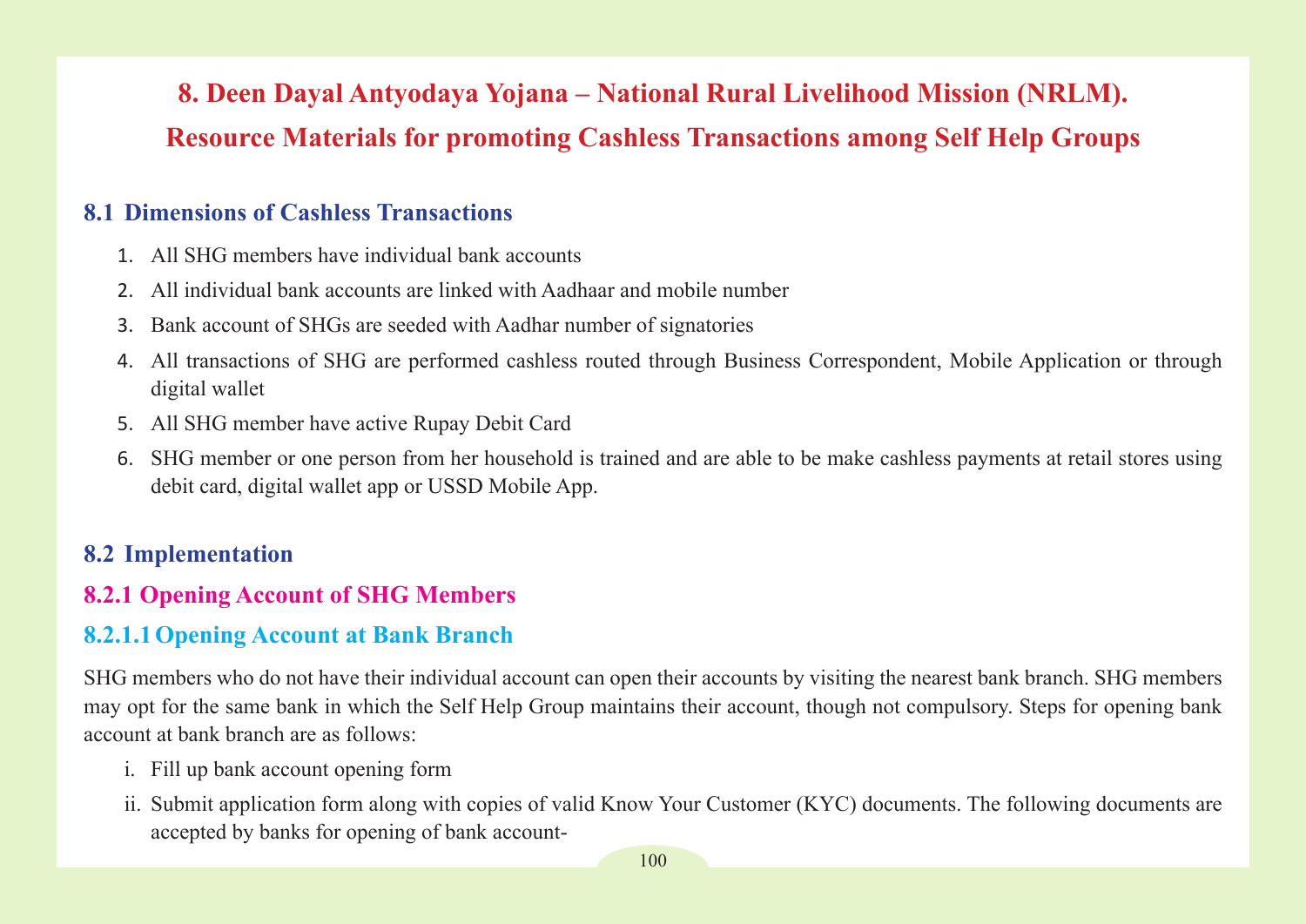# 8. Deen Dayal Antyodaya Yojana – National Rural Livelihood Mission (NRLM).

# Resource Materials for promoting Cashless Transactions among Self Help Groups

## 8.1 Dimensions of Cashless Transactions

1. All SHG members have individual bank accounts
2. All individual bank accounts are linked with Aadhaar and mobile number
3. Bank account of SHGs are seeded with Aadhar number of signatories
4. All transactions of SHG are performed cashless routed through Business Correspondent, Mobile Application or through digital wallet
5. All SHG member have active Rupay Debit Card
6. SHG member or one person from her household is trained and are able to be make cashless payments at retail stores using debit card, digital wallet app or USSD Mobile App.

## 8.2 Implementation

### 8.2.1 Opening Account of SHG Members

#### 8.2.1.1 Opening Account at Bank Branch

SHG members who do not have their individual account can open their accounts by visiting the nearest bank branch. SHG members may opt for the same bank in which the Self Help Group maintains their account, though not compulsory. Steps for opening bank account at bank branch are as follows:

i. Fill up bank account opening form
ii. Submit application form along with copies of valid Know Your Customer (KYC) documents. The following documents are accepted by banks for opening of bank account-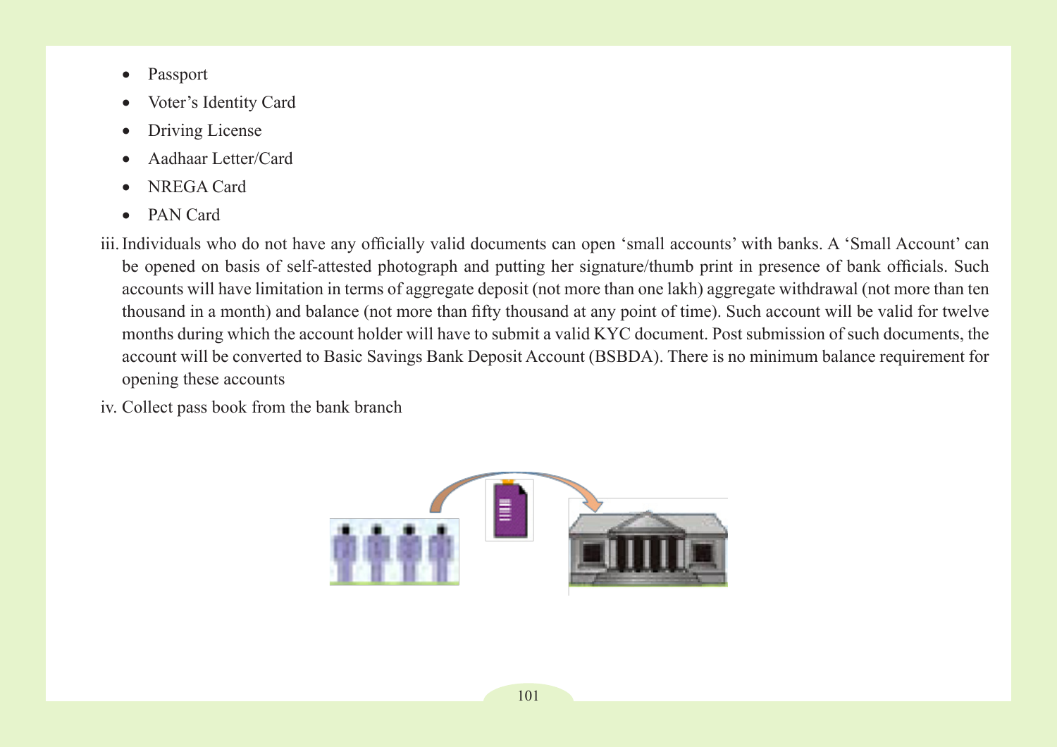- Passport
- Voter's Identity Card
- Driving License
- Aadhaar Letter/Card
- NREGA Card
- PAN Card

iii. Individuals who do not have any officially valid documents can open 'small accounts' with banks. A 'Small Account' can be opened on basis of self-attested photograph and putting her signature/thumb print in presence of bank officials. Such accounts will have limitation in terms of aggregate deposit (not more than one lakh) aggregate withdrawal (not more than ten thousand in a month) and balance (not more than fifty thousand at any point of time). Such account will be valid for twelve months during which the account holder will have to submit a valid KYC document. Post submission of such documents, the account will be converted to Basic Savings Bank Deposit Account (BSBDA). There is no minimum balance requirement for opening these accounts

iv. Collect pass book from the bank branch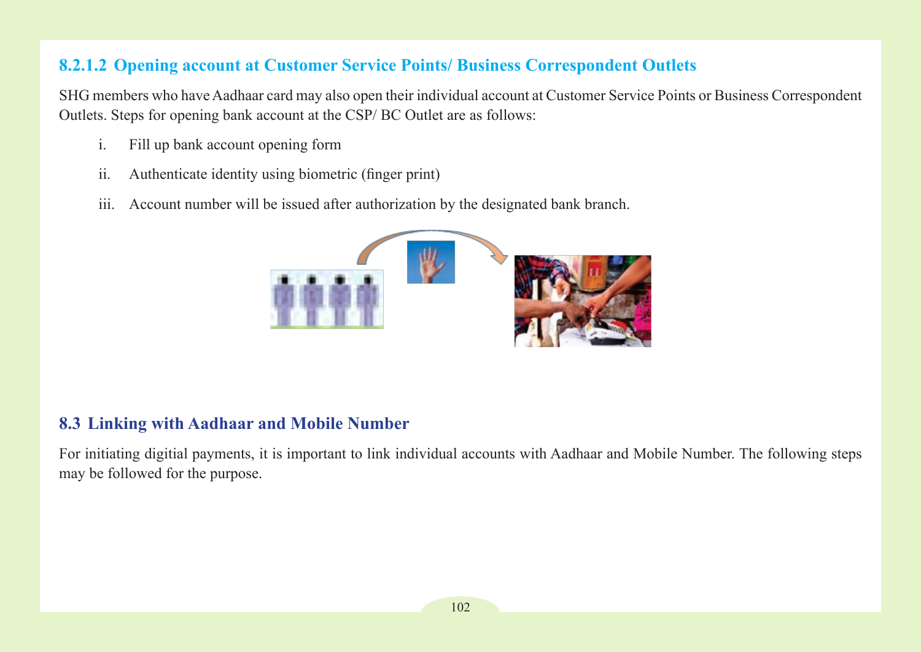#### 8.2.1.2 Opening account at Customer Service Points/ Business Correspondent Outlets

SHG members who have Aadhaar card may also open their individual account at Customer Service Points or Business Correspondent Outlets. Steps for opening bank account at the CSP/ BC Outlet are as follows:

i. Fill up bank account opening form

ii. Authenticate identity using biometric (finger print)

iii. Account number will be issued after authorization by the designated bank branch.

## 8.3 Linking with Aadhaar and Mobile Number

For initiating digitial payments, it is important to link individual accounts with Aadhaar and Mobile Number. The following steps may be followed for the purpose.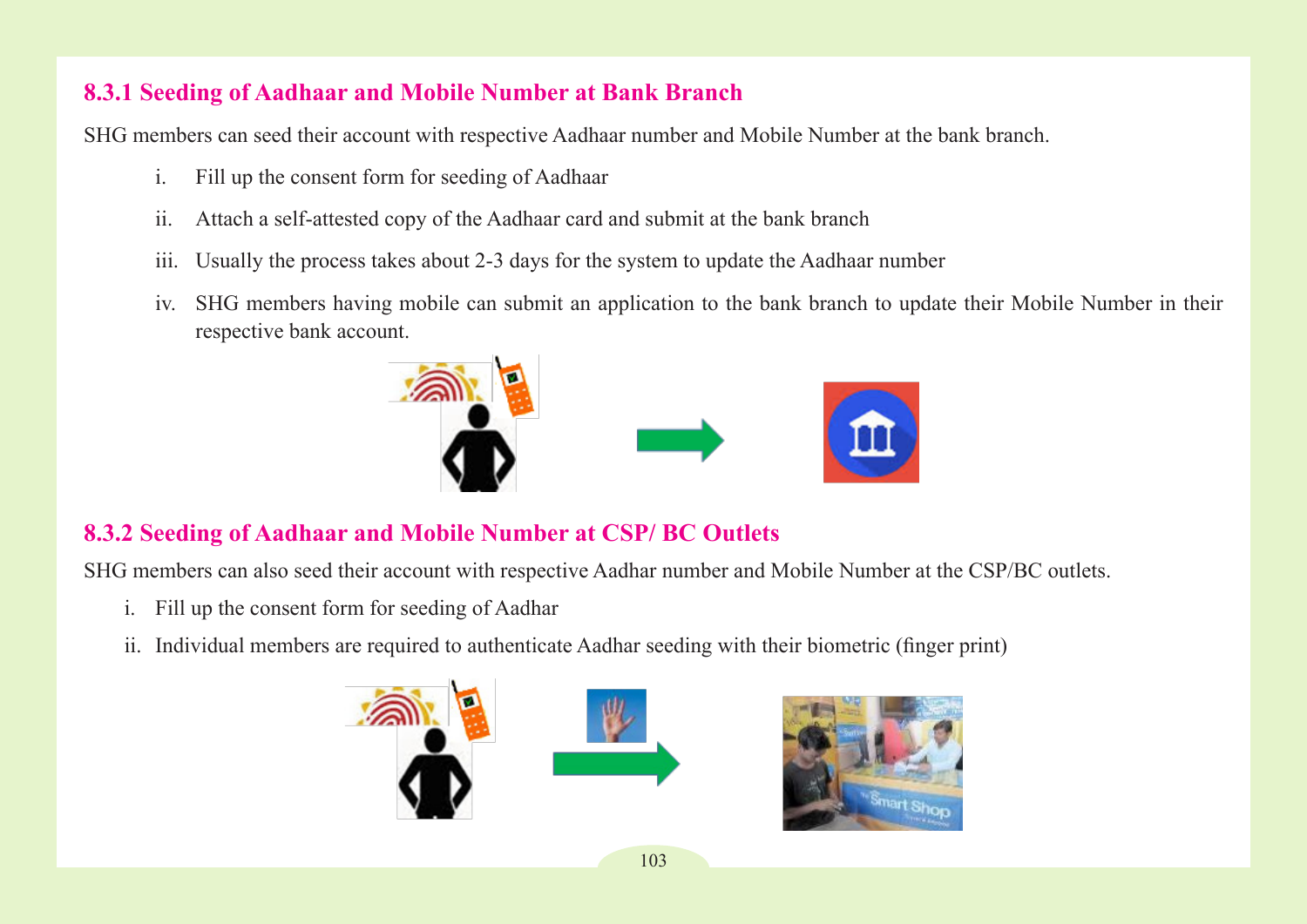### 8.3.1 Seeding of Aadhaar and Mobile Number at Bank Branch

SHG members can seed their account with respective Aadhaar number and Mobile Number at the bank branch.

i. Fill up the consent form for seeding of Aadhaar

ii. Attach a self-attested copy of the Aadhaar card and submit at the bank branch

iii. Usually the process takes about 2-3 days for the system to update the Aadhaar number

iv. SHG members having mobile can submit an application to the bank branch to update their Mobile Number in their respective bank account.

### 8.3.2 Seeding of Aadhaar and Mobile Number at CSP/ BC Outlets

SHG members can also seed their account with respective Aadhar number and Mobile Number at the CSP/BC outlets.

i. Fill up the consent form for seeding of Aadhar

ii. Individual members are required to authenticate Aadhar seeding with their biometric (finger print)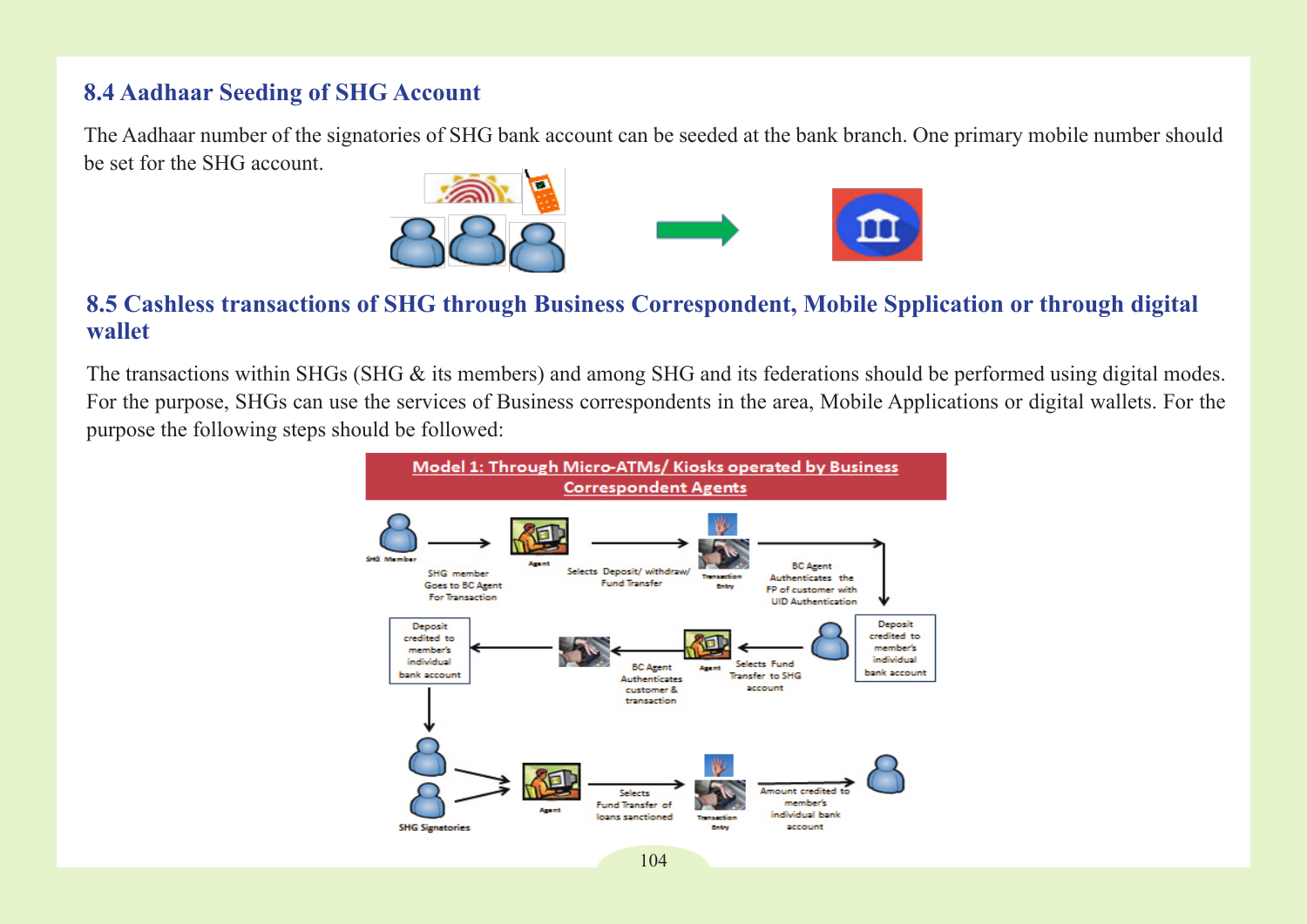## 8.4 Aadhaar Seeding of SHG Account

The Aadhaar number of the signatories of SHG bank account can be seeded at the bank branch. One primary mobile number should be set for the SHG account.

## 8.5 Cashless transactions of SHG through Business Correspondent, Mobile Spplication or through digital wallet

The transactions within SHGs (SHG & its members) and among SHG and its federations should be performed using digital modes. For the purpose, SHGs can use the services of Business correspondents in the area, Mobile Applications or digital wallets. For the purpose the following steps should be followed:

**Model 1: Through Micro-ATMs/ Kiosks operated by Business Correspondent Agents**

SHG Member → SHG member Goes to BC Agent For Transaction → Agent → Selects Deposit/ withdraw/ Fund Transfer → Transaction Entry → BC Agent Authenticates the FP of customer with UID Authentication → Deposit credited to member's individual bank account

SHG Member → Selects Fund Transfer to SHG account → Agent → BC Agent Authenticates customer & transaction → Deposit credited to member's individual bank account

SHG Signatories → Agent → Selects Fund Transfer of loans sanctioned → Transaction Entry → Amount credited to member's individual bank account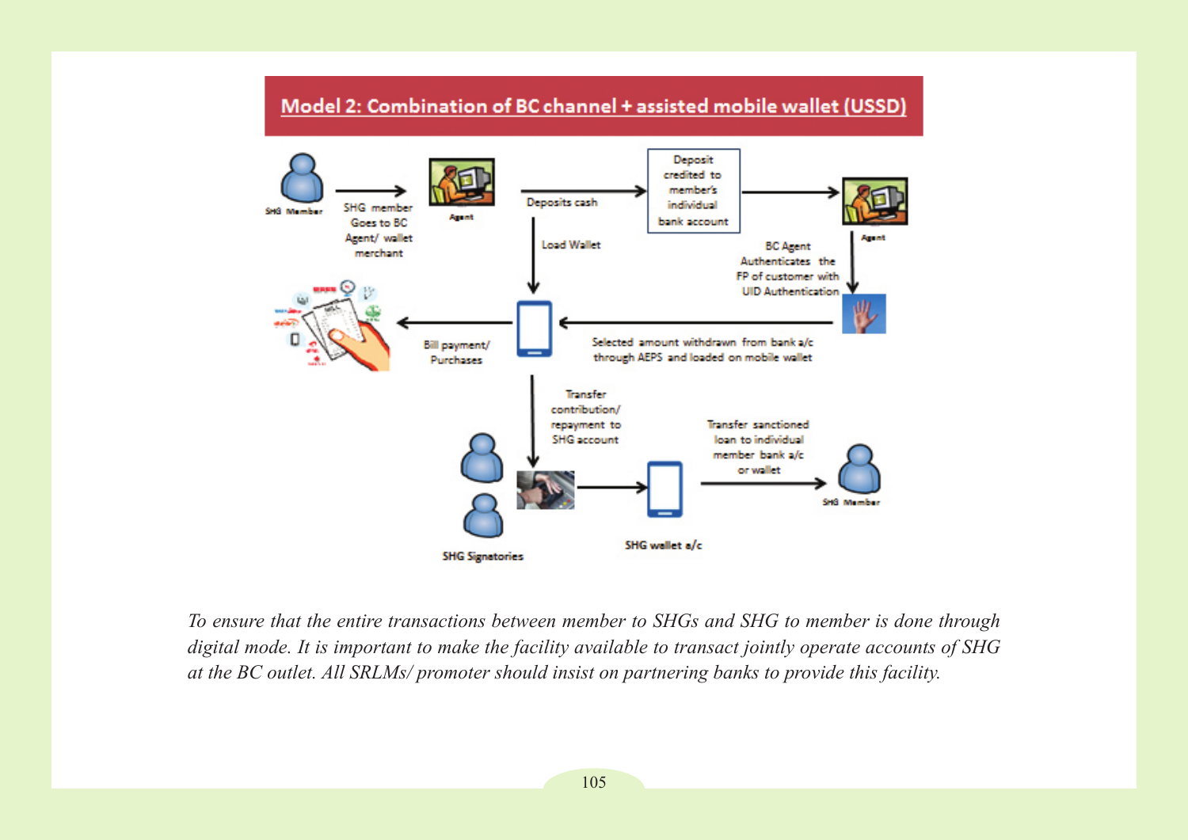## Model 2: Combination of BC channel + assisted mobile wallet (USSD)

SHG Member → SHG member Goes to BC Agent/ wallet merchant → Agent → Deposits cash → Deposit credited to member's individual bank account → Agent

Load Wallet

BC Agent Authenticates the FP of customer with UID Authentication

Selected amount withdrawn from bank a/c through AEPS and loaded on mobile wallet

Bill payment/ Purchases

Transfer contribution/ repayment to SHG account

SHG Signatories

SHG wallet a/c

Transfer sanctioned loan to individual member bank a/c or wallet

SHG Member

*To ensure that the entire transactions between member to SHGs and SHG to member is done through digital mode. It is important to make the facility available to transact jointly operate accounts of SHG at the BC outlet. All SRLMs/ promoter should insist on partnering banks to provide this facility.*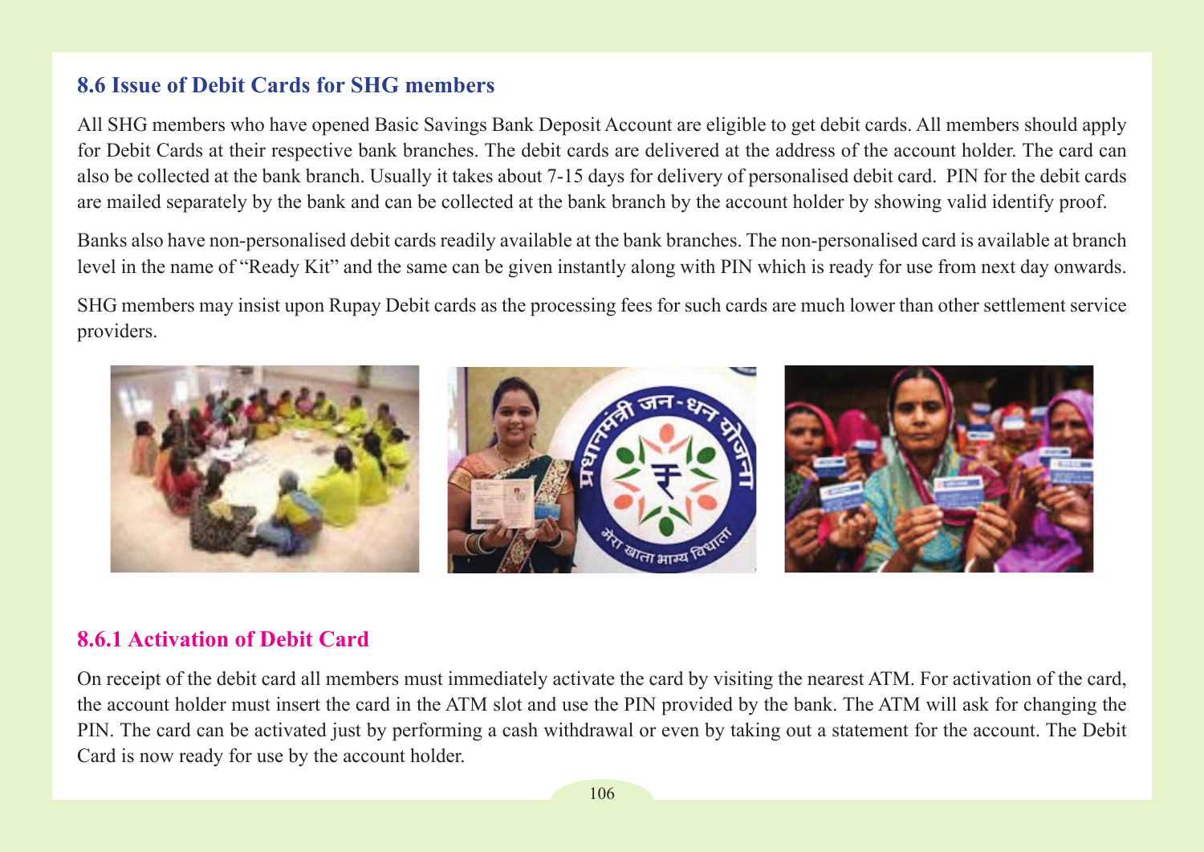## 8.6 Issue of Debit Cards for SHG members

All SHG members who have opened Basic Savings Bank Deposit Account are eligible to get debit cards. All members should apply for Debit Cards at their respective bank branches. The debit cards are delivered at the address of the account holder. The card can also be collected at the bank branch. Usually it takes about 7-15 days for delivery of personalised debit card. PIN for the debit cards are mailed separately by the bank and can be collected at the bank branch by the account holder by showing valid identify proof.

Banks also have non-personalised debit cards readily available at the bank branches. The non-personalised card is available at branch level in the name of "Ready Kit" and the same can be given instantly along with PIN which is ready for use from next day onwards.

SHG members may insist upon Rupay Debit cards as the processing fees for such cards are much lower than other settlement service providers.

### 8.6.1 Activation of Debit Card

On receipt of the debit card all members must immediately activate the card by visiting the nearest ATM. For activation of the card, the account holder must insert the card in the ATM slot and use the PIN provided by the bank. The ATM will ask for changing the PIN. The card can be activated just by performing a cash withdrawal or even by taking out a statement for the account. The Debit Card is now ready for use by the account holder.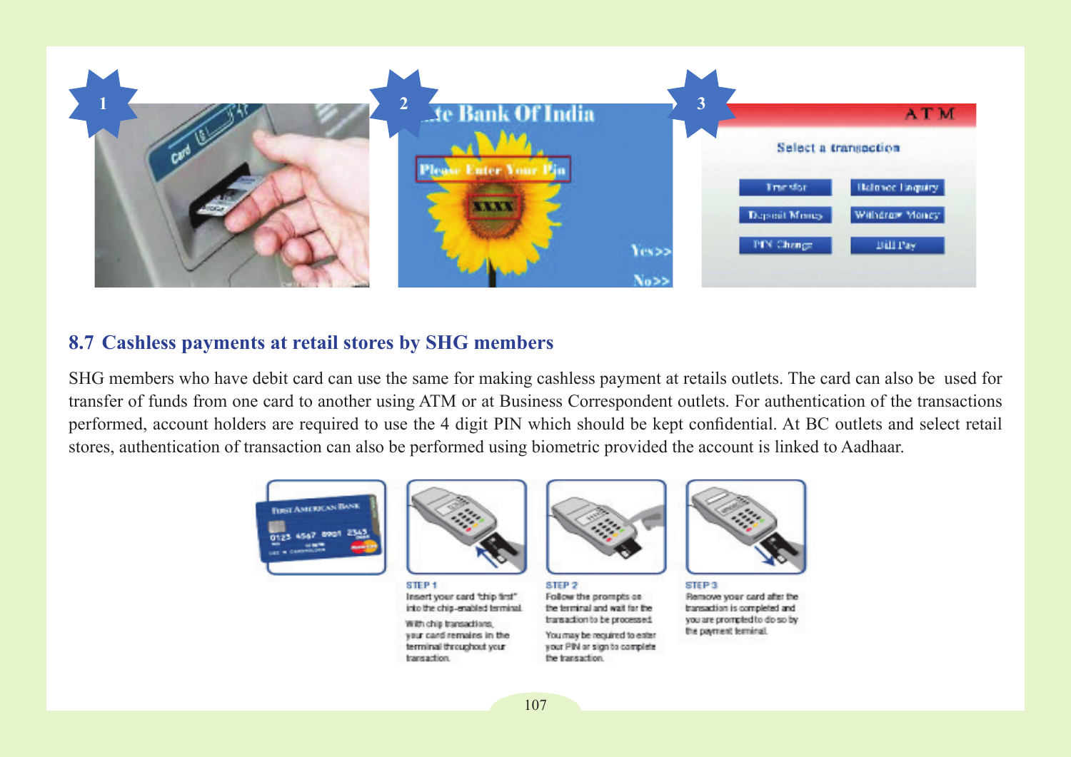## 8.7 Cashless payments at retail stores by SHG members

SHG members who have debit card can use the same for making cashless payment at retails outlets. The card can also be used for transfer of funds from one card to another using ATM or at Business Correspondent outlets. For authentication of the transactions performed, account holders are required to use the 4 digit PIN which should be kept confidential. At BC outlets and select retail stores, authentication of transaction can also be performed using biometric provided the account is linked to Aadhaar.

**STEP 1**
Insert your card "chip first" into the chip-enabled terminal.
With chip transactions, your card remains in the terminal throughout your transaction.

**STEP 2**
Follow the prompts on the terminal and wait for the transaction to be processed.
You may be required to enter your PIN or sign to complete the transaction.

**STEP 3**
Remove your card after the transaction is completed and you are prompted to do so by the payment terminal.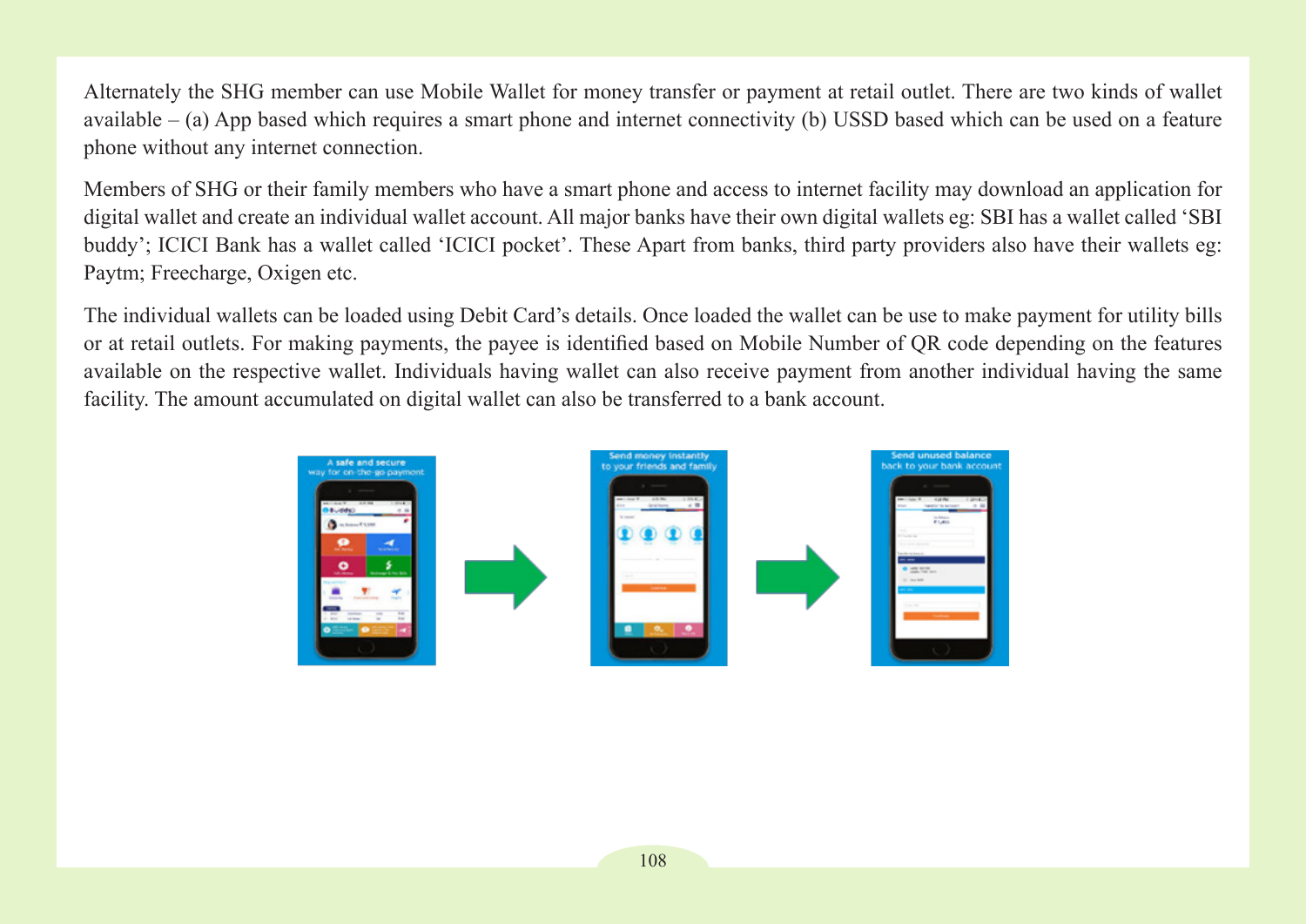Alternately the SHG member can use Mobile Wallet for money transfer or payment at retail outlet. There are two kinds of wallet available – (a) App based which requires a smart phone and internet connectivity (b) USSD based which can be used on a feature phone without any internet connection.

Members of SHG or their family members who have a smart phone and access to internet facility may download an application for digital wallet and create an individual wallet account. All major banks have their own digital wallets eg: SBI has a wallet called 'SBI buddy'; ICICI Bank has a wallet called 'ICICI pocket'. These Apart from banks, third party providers also have their wallets eg: Paytm; Freecharge, Oxigen etc.

The individual wallets can be loaded using Debit Card's details. Once loaded the wallet can be use to make payment for utility bills or at retail outlets. For making payments, the payee is identified based on Mobile Number of QR code depending on the features available on the respective wallet. Individuals having wallet can also receive payment from another individual having the same facility. The amount accumulated on digital wallet can also be transferred to a bank account.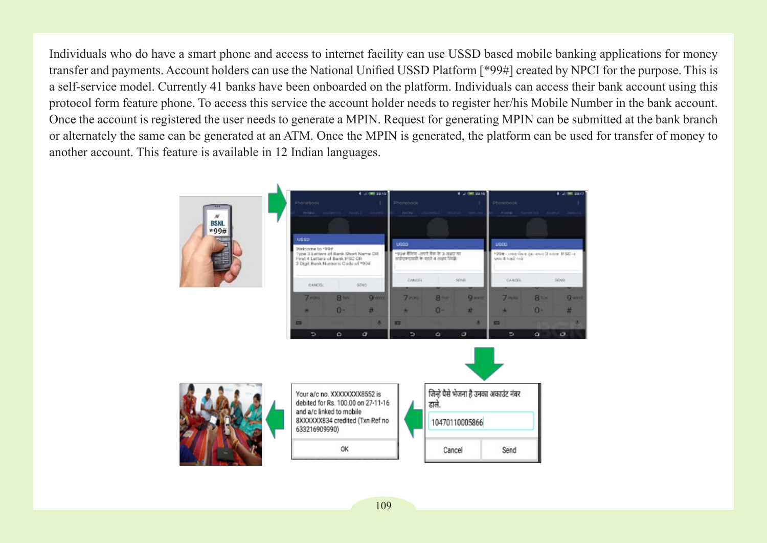Individuals who do have a smart phone and access to internet facility can use USSD based mobile banking applications for money transfer and payments. Account holders can use the National Unified USSD Platform [*99#] created by NPCI for the purpose. This is a self-service model. Currently 41 banks have been onboarded on the platform. Individuals can access their bank account using this protocol form feature phone. To access this service the account holder needs to register her/his Mobile Number in the bank account. Once the account is registered the user needs to generate a MPIN. Request for generating MPIN can be submitted at the bank branch or alternately the same can be generated at an ATM. Once the MPIN is generated, the platform can be used for transfer of money to another account. This feature is available in 12 Indian languages.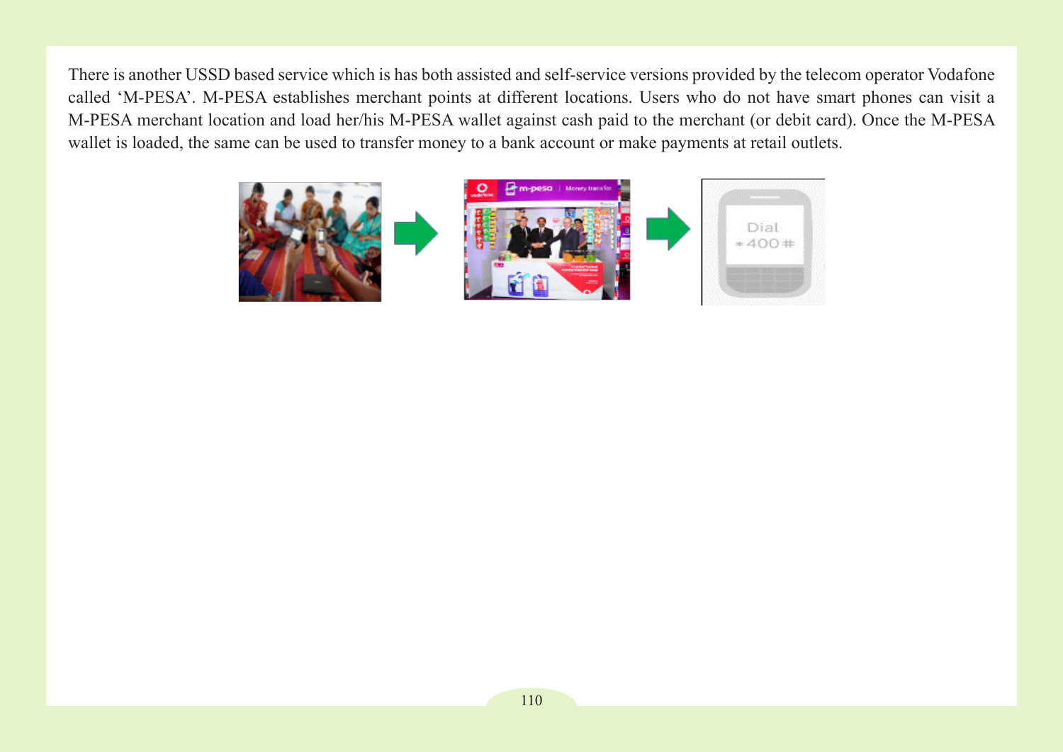There is another USSD based service which is has both assisted and self-service versions provided by the telecom operator Vodafone called 'M-PESA'. M-PESA establishes merchant points at different locations. Users who do not have smart phones can visit a M-PESA merchant location and load her/his M-PESA wallet against cash paid to the merchant (or debit card). Once the M-PESA wallet is loaded, the same can be used to transfer money to a bank account or make payments at retail outlets.